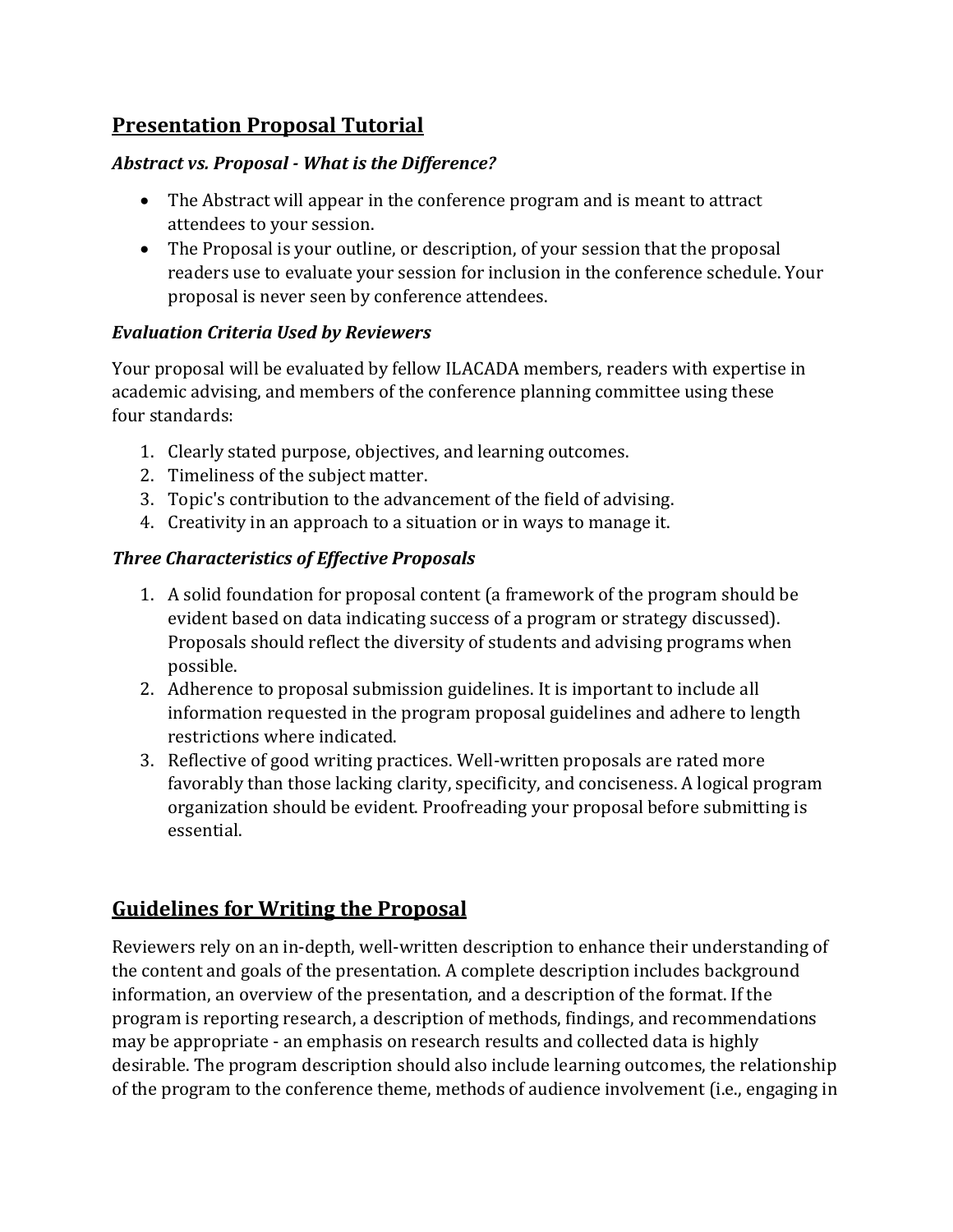## Presentation Proposal Tutorial

### *Abstract vs. Proposal - What is the Difference?*

- The Abstract will appear in the conference program and is meant to attract attendees to your session.
- The Proposal is your outline, or description, of your session that the proposal readers use to evaluate your session for inclusion in the conference schedule. Your proposal is never seen by conference attendees.

### *Evaluation Criteria Used by Reviewers*

Your proposal will be evaluated by fellow ILACADA members, readers with expertise in academic advising, and members of the conference planning committee using these four standards:

1. Clearly stated purpose, objectives, and learning outcomes.
2. Timeliness of the subject matter.
3. Topic's contribution to the advancement of the field of advising.
4. Creativity in an approach to a situation or in ways to manage it.

### *Three Characteristics of Effective Proposals*

1. A solid foundation for proposal content (a framework of the program should be evident based on data indicating success of a program or strategy discussed). Proposals should reflect the diversity of students and advising programs when possible.
2. Adherence to proposal submission guidelines. It is important to include all information requested in the program proposal guidelines and adhere to length restrictions where indicated.
3. Reflective of good writing practices. Well-written proposals are rated more favorably than those lacking clarity, specificity, and conciseness. A logical program organization should be evident. Proofreading your proposal before submitting is essential.

## Guidelines for Writing the Proposal

Reviewers rely on an in-depth, well-written description to enhance their understanding of the content and goals of the presentation. A complete description includes background information, an overview of the presentation, and a description of the format. If the program is reporting research, a description of methods, findings, and recommendations may be appropriate - an emphasis on research results and collected data is highly desirable. The program description should also include learning outcomes, the relationship of the program to the conference theme, methods of audience involvement (i.e., engaging in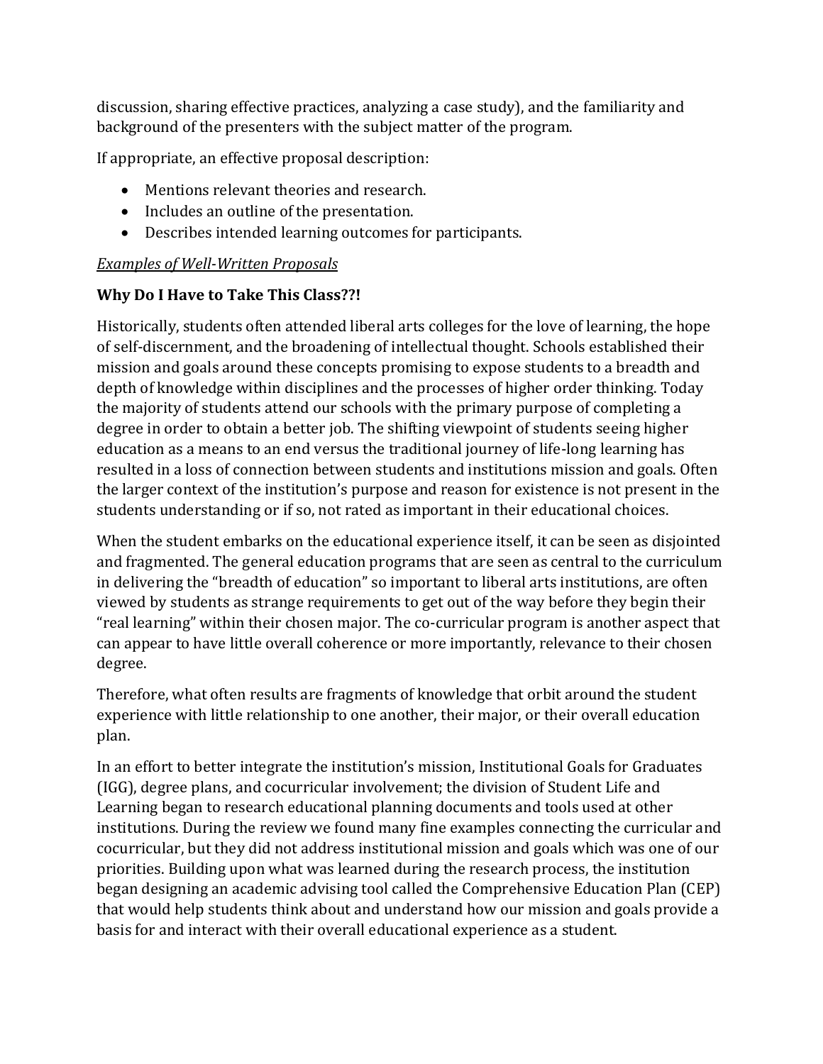discussion, sharing effective practices, analyzing a case study), and the familiarity and background of the presenters with the subject matter of the program.

If appropriate, an effective proposal description:

- Mentions relevant theories and research.
- Includes an outline of the presentation.
- Describes intended learning outcomes for participants.

*<u>Examples of Well-Written Proposals</u>*

**Why Do I Have to Take This Class??!**

Historically, students often attended liberal arts colleges for the love of learning, the hope of self-discernment, and the broadening of intellectual thought. Schools established their mission and goals around these concepts promising to expose students to a breadth and depth of knowledge within disciplines and the processes of higher order thinking. Today the majority of students attend our schools with the primary purpose of completing a degree in order to obtain a better job. The shifting viewpoint of students seeing higher education as a means to an end versus the traditional journey of life-long learning has resulted in a loss of connection between students and institutions mission and goals. Often the larger context of the institution's purpose and reason for existence is not present in the students understanding or if so, not rated as important in their educational choices.

When the student embarks on the educational experience itself, it can be seen as disjointed and fragmented. The general education programs that are seen as central to the curriculum in delivering the "breadth of education" so important to liberal arts institutions, are often viewed by students as strange requirements to get out of the way before they begin their "real learning" within their chosen major. The co-curricular program is another aspect that can appear to have little overall coherence or more importantly, relevance to their chosen degree.

Therefore, what often results are fragments of knowledge that orbit around the student experience with little relationship to one another, their major, or their overall education plan.

In an effort to better integrate the institution's mission, Institutional Goals for Graduates (IGG), degree plans, and cocurricular involvement; the division of Student Life and Learning began to research educational planning documents and tools used at other institutions. During the review we found many fine examples connecting the curricular and cocurricular, but they did not address institutional mission and goals which was one of our priorities. Building upon what was learned during the research process, the institution began designing an academic advising tool called the Comprehensive Education Plan (CEP) that would help students think about and understand how our mission and goals provide a basis for and interact with their overall educational experience as a student.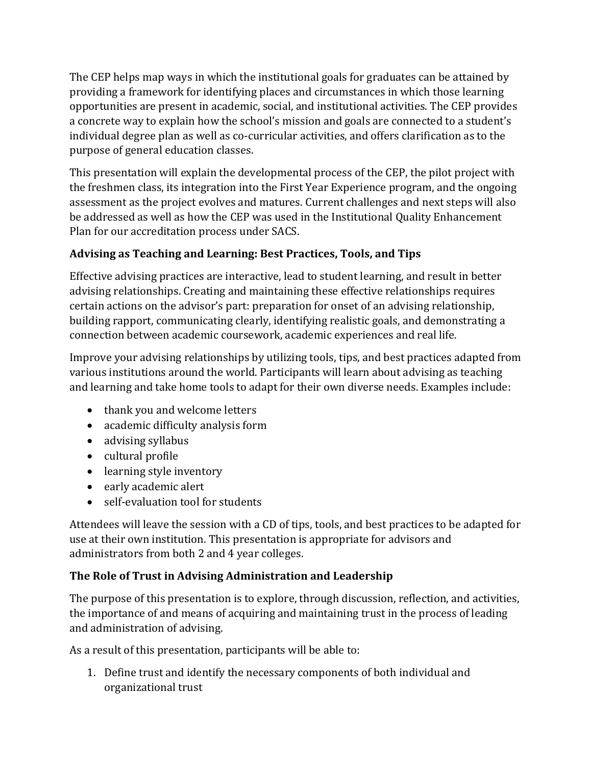The CEP helps map ways in which the institutional goals for graduates can be attained by providing a framework for identifying places and circumstances in which those learning opportunities are present in academic, social, and institutional activities. The CEP provides a concrete way to explain how the school's mission and goals are connected to a student's individual degree plan as well as co-curricular activities, and offers clarification as to the purpose of general education classes.

This presentation will explain the developmental process of the CEP, the pilot project with the freshmen class, its integration into the First Year Experience program, and the ongoing assessment as the project evolves and matures. Current challenges and next steps will also be addressed as well as how the CEP was used in the Institutional Quality Enhancement Plan for our accreditation process under SACS.

### Advising as Teaching and Learning: Best Practices, Tools, and Tips

Effective advising practices are interactive, lead to student learning, and result in better advising relationships. Creating and maintaining these effective relationships requires certain actions on the advisor's part: preparation for onset of an advising relationship, building rapport, communicating clearly, identifying realistic goals, and demonstrating a connection between academic coursework, academic experiences and real life.

Improve your advising relationships by utilizing tools, tips, and best practices adapted from various institutions around the world. Participants will learn about advising as teaching and learning and take home tools to adapt for their own diverse needs. Examples include:

- thank you and welcome letters
- academic difficulty analysis form
- advising syllabus
- cultural profile
- learning style inventory
- early academic alert
- self-evaluation tool for students

Attendees will leave the session with a CD of tips, tools, and best practices to be adapted for use at their own institution. This presentation is appropriate for advisors and administrators from both 2 and 4 year colleges.

### The Role of Trust in Advising Administration and Leadership

The purpose of this presentation is to explore, through discussion, reflection, and activities, the importance of and means of acquiring and maintaining trust in the process of leading and administration of advising.

As a result of this presentation, participants will be able to:

1. Define trust and identify the necessary components of both individual and organizational trust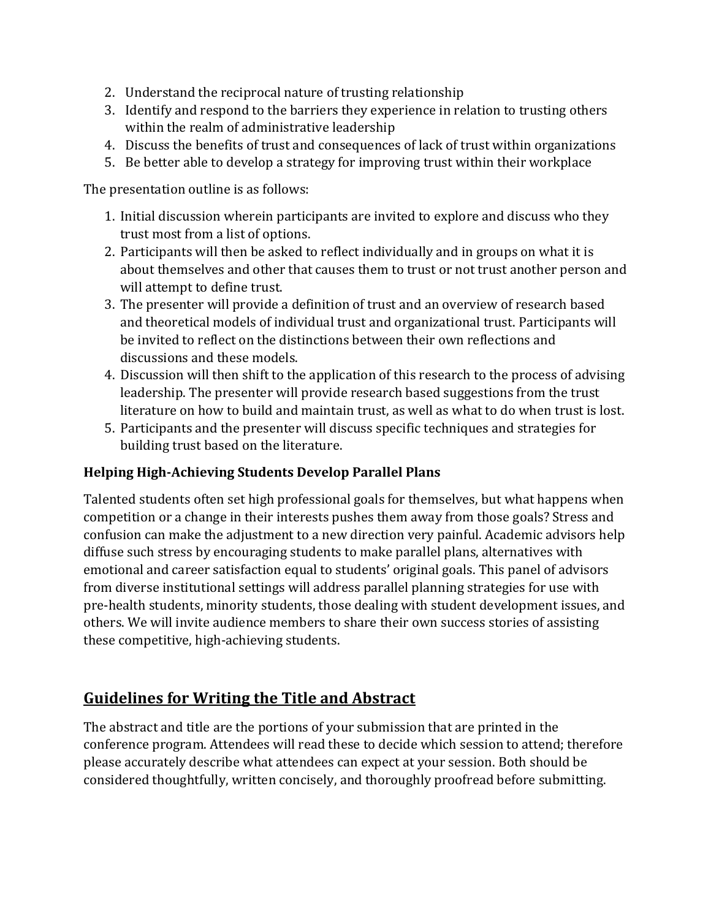2. Understand the reciprocal nature of trusting relationship
3. Identify and respond to the barriers they experience in relation to trusting others within the realm of administrative leadership
4. Discuss the benefits of trust and consequences of lack of trust within organizations
5. Be better able to develop a strategy for improving trust within their workplace

The presentation outline is as follows:

1. Initial discussion wherein participants are invited to explore and discuss who they trust most from a list of options.
2. Participants will then be asked to reflect individually and in groups on what it is about themselves and other that causes them to trust or not trust another person and will attempt to define trust.
3. The presenter will provide a definition of trust and an overview of research based and theoretical models of individual trust and organizational trust. Participants will be invited to reflect on the distinctions between their own reflections and discussions and these models.
4. Discussion will then shift to the application of this research to the process of advising leadership. The presenter will provide research based suggestions from the trust literature on how to build and maintain trust, as well as what to do when trust is lost.
5. Participants and the presenter will discuss specific techniques and strategies for building trust based on the literature.

**Helping High-Achieving Students Develop Parallel Plans**

Talented students often set high professional goals for themselves, but what happens when competition or a change in their interests pushes them away from those goals? Stress and confusion can make the adjustment to a new direction very painful. Academic advisors help diffuse such stress by encouraging students to make parallel plans, alternatives with emotional and career satisfaction equal to students' original goals. This panel of advisors from diverse institutional settings will address parallel planning strategies for use with pre-health students, minority students, those dealing with student development issues, and others. We will invite audience members to share their own success stories of assisting these competitive, high-achieving students.

## Guidelines for Writing the Title and Abstract

The abstract and title are the portions of your submission that are printed in the conference program. Attendees will read these to decide which session to attend; therefore please accurately describe what attendees can expect at your session. Both should be considered thoughtfully, written concisely, and thoroughly proofread before submitting.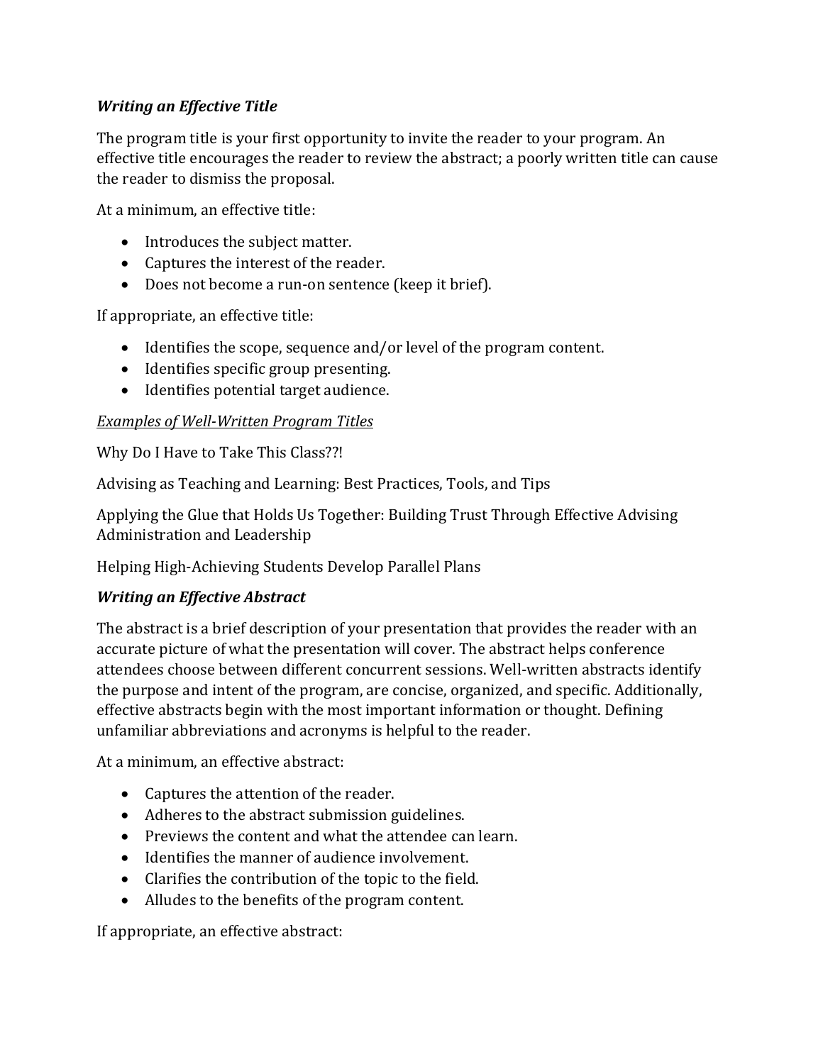### *Writing an Effective Title*

The program title is your first opportunity to invite the reader to your program. An effective title encourages the reader to review the abstract; a poorly written title can cause the reader to dismiss the proposal.

At a minimum, an effective title:

- Introduces the subject matter.
- Captures the interest of the reader.
- Does not become a run-on sentence (keep it brief).

If appropriate, an effective title:

- Identifies the scope, sequence and/or level of the program content.
- Identifies specific group presenting.
- Identifies potential target audience.

<u>*Examples of Well-Written Program Titles*</u>

Why Do I Have to Take This Class??!

Advising as Teaching and Learning: Best Practices, Tools, and Tips

Applying the Glue that Holds Us Together: Building Trust Through Effective Advising Administration and Leadership

Helping High-Achieving Students Develop Parallel Plans

### *Writing an Effective Abstract*

The abstract is a brief description of your presentation that provides the reader with an accurate picture of what the presentation will cover. The abstract helps conference attendees choose between different concurrent sessions. Well-written abstracts identify the purpose and intent of the program, are concise, organized, and specific. Additionally, effective abstracts begin with the most important information or thought. Defining unfamiliar abbreviations and acronyms is helpful to the reader.

At a minimum, an effective abstract:

- Captures the attention of the reader.
- Adheres to the abstract submission guidelines.
- Previews the content and what the attendee can learn.
- Identifies the manner of audience involvement.
- Clarifies the contribution of the topic to the field.
- Alludes to the benefits of the program content.

If appropriate, an effective abstract: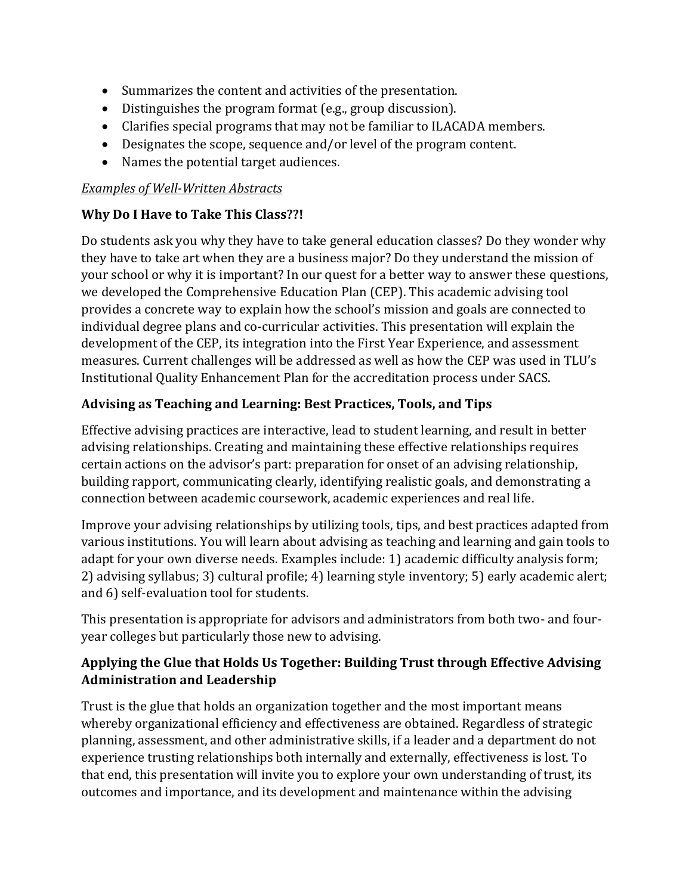- Summarizes the content and activities of the presentation.
- Distinguishes the program format (e.g., group discussion).
- Clarifies special programs that may not be familiar to ILACADA members.
- Designates the scope, sequence and/or level of the program content.
- Names the potential target audiences.

*Examples of Well-Written Abstracts*

**Why Do I Have to Take This Class??!**

Do students ask you why they have to take general education classes? Do they wonder why they have to take art when they are a business major? Do they understand the mission of your school or why it is important? In our quest for a better way to answer these questions, we developed the Comprehensive Education Plan (CEP). This academic advising tool provides a concrete way to explain how the school's mission and goals are connected to individual degree plans and co-curricular activities. This presentation will explain the development of the CEP, its integration into the First Year Experience, and assessment measures. Current challenges will be addressed as well as how the CEP was used in TLU's Institutional Quality Enhancement Plan for the accreditation process under SACS.

**Advising as Teaching and Learning: Best Practices, Tools, and Tips**

Effective advising practices are interactive, lead to student learning, and result in better advising relationships. Creating and maintaining these effective relationships requires certain actions on the advisor's part: preparation for onset of an advising relationship, building rapport, communicating clearly, identifying realistic goals, and demonstrating a connection between academic coursework, academic experiences and real life.

Improve your advising relationships by utilizing tools, tips, and best practices adapted from various institutions. You will learn about advising as teaching and learning and gain tools to adapt for your own diverse needs. Examples include: 1) academic difficulty analysis form; 2) advising syllabus; 3) cultural profile; 4) learning style inventory; 5) early academic alert; and 6) self-evaluation tool for students.

This presentation is appropriate for advisors and administrators from both two- and four-year colleges but particularly those new to advising.

**Applying the Glue that Holds Us Together: Building Trust through Effective Advising Administration and Leadership**

Trust is the glue that holds an organization together and the most important means whereby organizational efficiency and effectiveness are obtained. Regardless of strategic planning, assessment, and other administrative skills, if a leader and a department do not experience trusting relationships both internally and externally, effectiveness is lost. To that end, this presentation will invite you to explore your own understanding of trust, its outcomes and importance, and its development and maintenance within the advising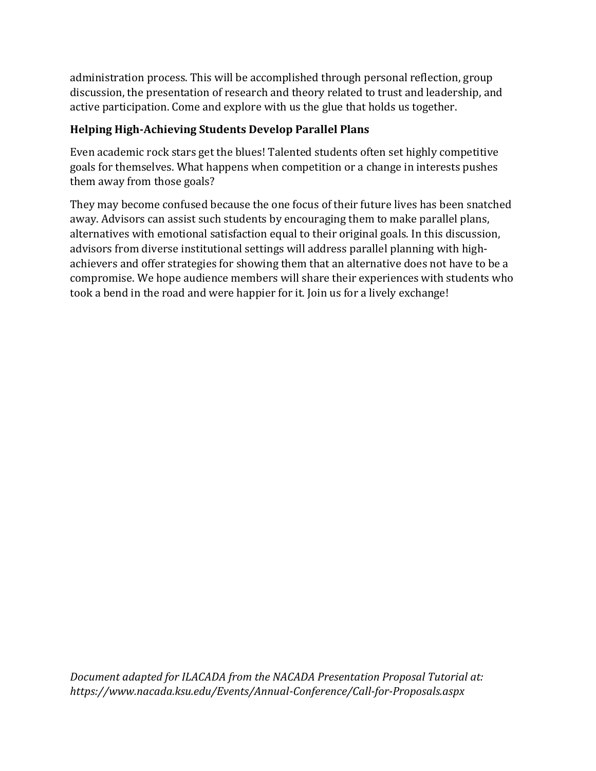administration process. This will be accomplished through personal reflection, group discussion, the presentation of research and theory related to trust and leadership, and active participation. Come and explore with us the glue that holds us together.

**Helping High-Achieving Students Develop Parallel Plans**

Even academic rock stars get the blues! Talented students often set highly competitive goals for themselves. What happens when competition or a change in interests pushes them away from those goals?

They may become confused because the one focus of their future lives has been snatched away. Advisors can assist such students by encouraging them to make parallel plans, alternatives with emotional satisfaction equal to their original goals. In this discussion, advisors from diverse institutional settings will address parallel planning with high-achievers and offer strategies for showing them that an alternative does not have to be a compromise. We hope audience members will share their experiences with students who took a bend in the road and were happier for it. Join us for a lively exchange!

*Document adapted for ILACADA from the NACADA Presentation Proposal Tutorial at: https://www.nacada.ksu.edu/Events/Annual-Conference/Call-for-Proposals.aspx*